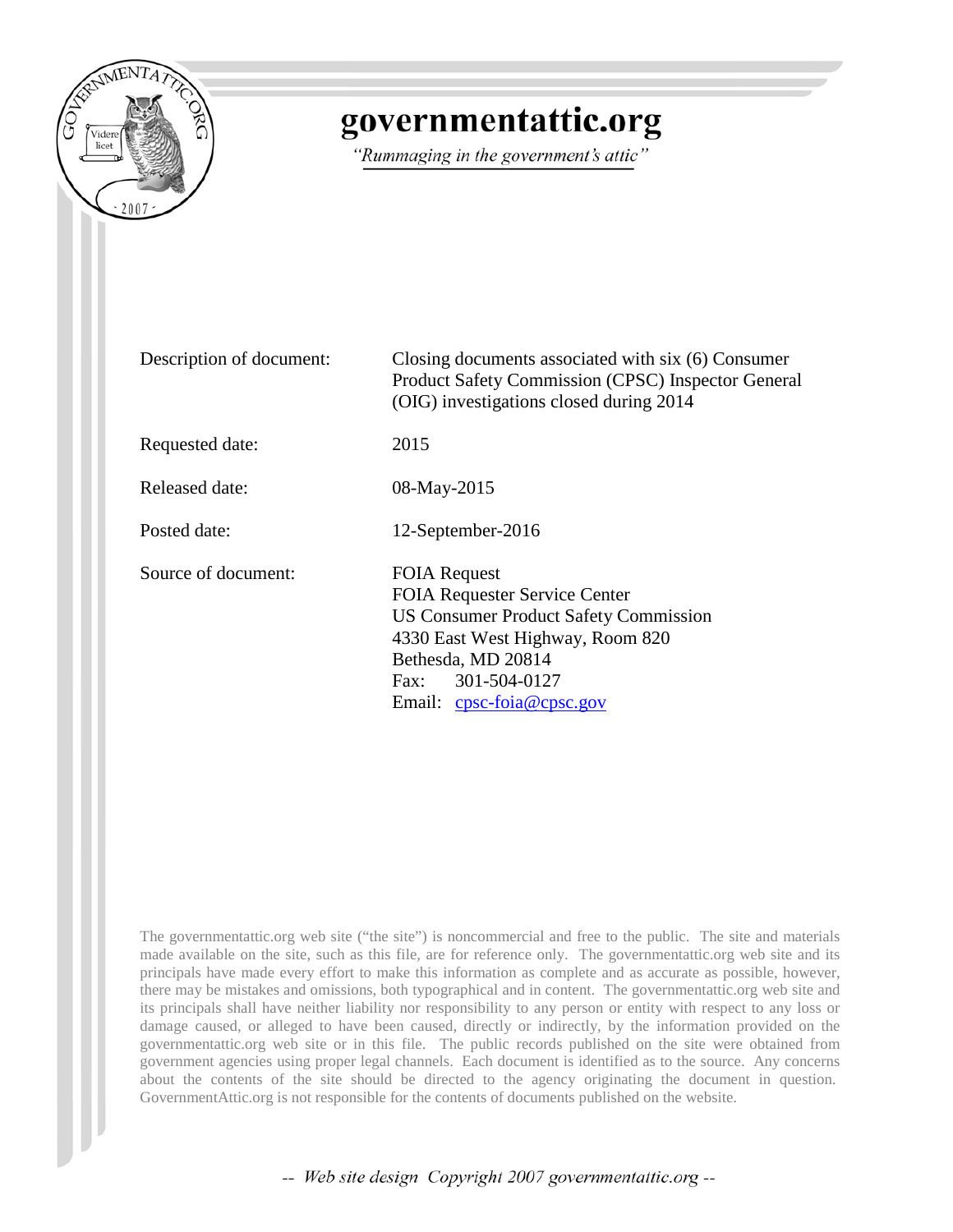# governmentattic.org

*"Rummaging in the government's attic"*

| | |
|---|---|
| Description of document: | Closing documents associated with six (6) Consumer Product Safety Commission (CPSC) Inspector General (OIG) investigations closed during 2014 |
| Requested date: | 2015 |
| Released date: | 08-May-2015 |
| Posted date: | 12-September-2016 |
| Source of document: | FOIA Request<br>FOIA Requester Service Center<br>US Consumer Product Safety Commission<br>4330 East West Highway, Room 820<br>Bethesda, MD 20814<br>Fax: 301-504-0127<br>Email: cpsc-foia@cpsc.gov |

The governmentattic.org web site ("the site") is noncommercial and free to the public. The site and materials made available on the site, such as this file, are for reference only. The governmentattic.org web site and its principals have made every effort to make this information as complete and as accurate as possible, however, there may be mistakes and omissions, both typographical and in content. The governmentattic.org web site and its principals shall have neither liability nor responsibility to any person or entity with respect to any loss or damage caused, or alleged to have been caused, directly or indirectly, by the information provided on the governmentattic.org web site or in this file. The public records published on the site were obtained from government agencies using proper legal channels. Each document is identified as to the source. Any concerns about the contents of the site should be directed to the agency originating the document in question. GovernmentAttic.org is not responsible for the contents of documents published on the website.

-- Web site design Copyright 2007 governmentattic.org --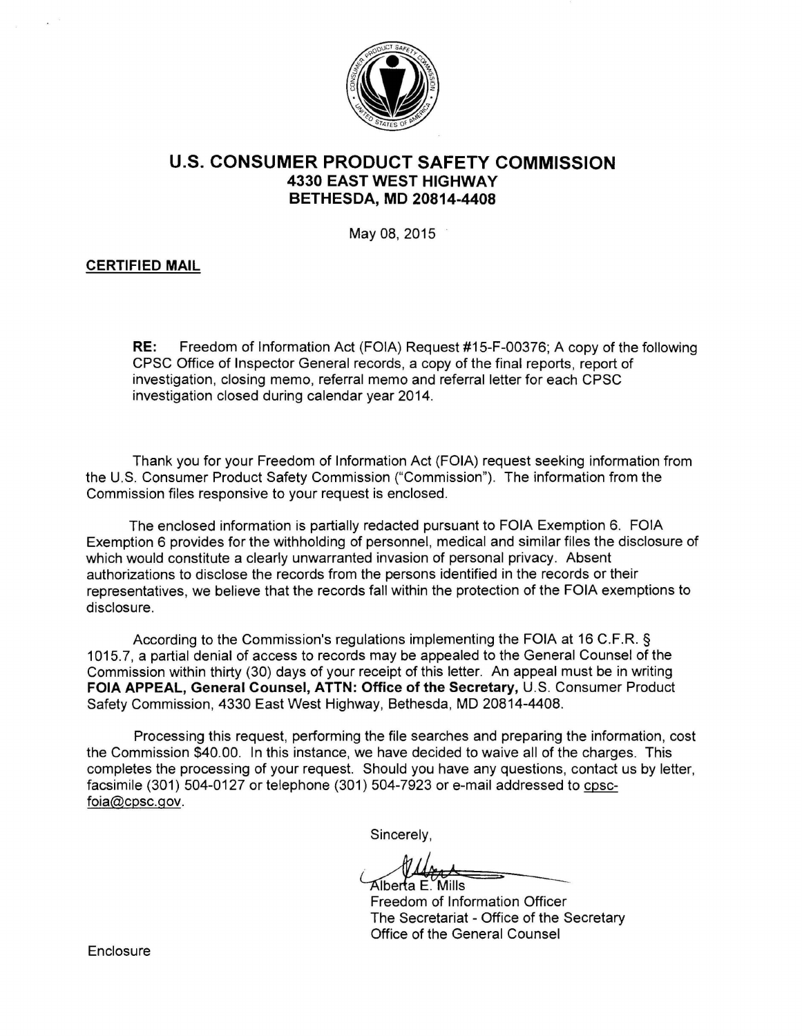## U.S. CONSUMER PRODUCT SAFETY COMMISSION
**4330 EAST WEST HIGHWAY**
**BETHESDA, MD 20814-4408**

May 08, 2015

**CERTIFIED MAIL**

**RE:** Freedom of Information Act (FOIA) Request #15-F-00376; A copy of the following CPSC Office of Inspector General records, a copy of the final reports, report of investigation, closing memo, referral memo and referral letter for each CPSC investigation closed during calendar year 2014.

Thank you for your Freedom of Information Act (FOIA) request seeking information from the U.S. Consumer Product Safety Commission ("Commission"). The information from the Commission files responsive to your request is enclosed.

The enclosed information is partially redacted pursuant to FOIA Exemption 6. FOIA Exemption 6 provides for the withholding of personnel, medical and similar files the disclosure of which would constitute a clearly unwarranted invasion of personal privacy. Absent authorizations to disclose the records from the persons identified in the records or their representatives, we believe that the records fall within the protection of the FOIA exemptions to disclosure.

According to the Commission's regulations implementing the FOIA at 16 C.F.R. § 1015.7, a partial denial of access to records may be appealed to the General Counsel of the Commission within thirty (30) days of your receipt of this letter. An appeal must be in writing **FOIA APPEAL, General Counsel, ATTN: Office of the Secretary,** U.S. Consumer Product Safety Commission, 4330 East West Highway, Bethesda, MD 20814-4408.

Processing this request, performing the file searches and preparing the information, cost the Commission $40.00. In this instance, we have decided to waive all of the charges. This completes the processing of your request. Should you have any questions, contact us by letter, facsimile (301) 504-0127 or telephone (301) 504-7923 or e-mail addressed to cpsc-foia@cpsc.gov.

Sincerely,

Alberta E. Mills
Freedom of Information Officer
The Secretariat - Office of the Secretary
Office of the General Counsel

Enclosure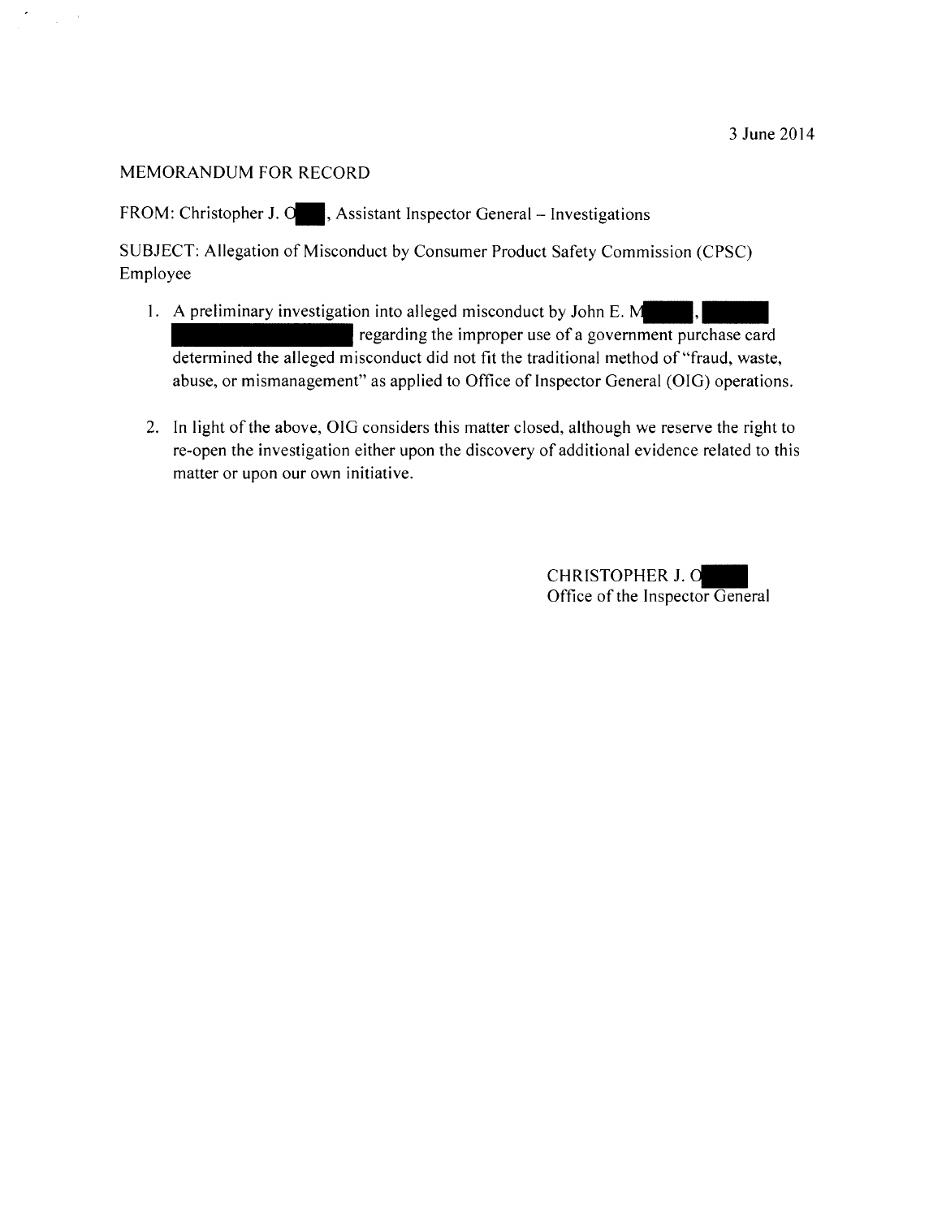3 June 2014

MEMORANDUM FOR RECORD

FROM: Christopher J. O█████, Assistant Inspector General – Investigations

SUBJECT: Allegation of Misconduct by Consumer Product Safety Commission (CPSC) Employee

1. A preliminary investigation into alleged misconduct by John E. M█████, █████ ██████████████ regarding the improper use of a government purchase card determined the alleged misconduct did not fit the traditional method of "fraud, waste, abuse, or mismanagement" as applied to Office of Inspector General (OIG) operations.

2. In light of the above, OIG considers this matter closed, although we reserve the right to re-open the investigation either upon the discovery of additional evidence related to this matter or upon our own initiative.

CHRISTOPHER J. O█████
Office of the Inspector General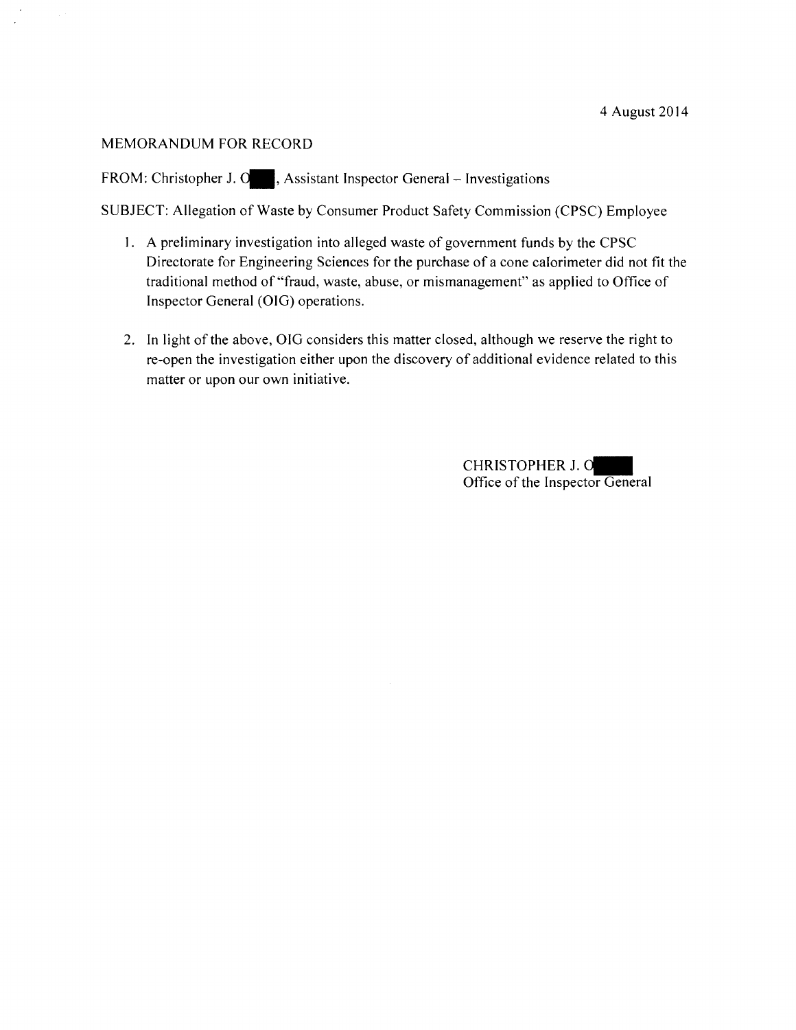4 August 2014

MEMORANDUM FOR RECORD

FROM: Christopher J. O█, Assistant Inspector General – Investigations

SUBJECT: Allegation of Waste by Consumer Product Safety Commission (CPSC) Employee

1. A preliminary investigation into alleged waste of government funds by the CPSC Directorate for Engineering Sciences for the purchase of a cone calorimeter did not fit the traditional method of "fraud, waste, abuse, or mismanagement" as applied to Office of Inspector General (OIG) operations.

2. In light of the above, OIG considers this matter closed, although we reserve the right to re-open the investigation either upon the discovery of additional evidence related to this matter or upon our own initiative.

CHRISTOPHER J. O█
Office of the Inspector General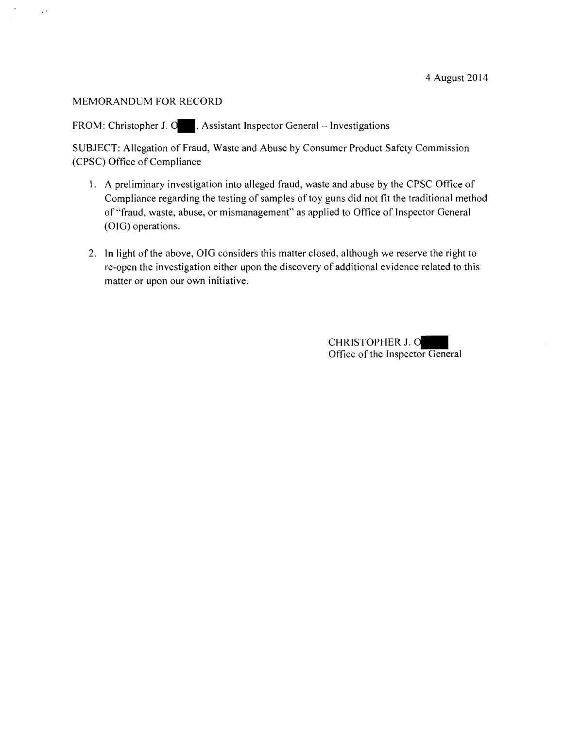4 August 2014

MEMORANDUM FOR RECORD

FROM: Christopher J. O█, Assistant Inspector General – Investigations

SUBJECT: Allegation of Fraud, Waste and Abuse by Consumer Product Safety Commission (CPSC) Office of Compliance

1. A preliminary investigation into alleged fraud, waste and abuse by the CPSC Office of Compliance regarding the testing of samples of toy guns did not fit the traditional method of "fraud, waste, abuse, or mismanagement" as applied to Office of Inspector General (OIG) operations.

2. In light of the above, OIG considers this matter closed, although we reserve the right to re-open the investigation either upon the discovery of additional evidence related to this matter or upon our own initiative.

CHRISTOPHER J. O█
Office of the Inspector General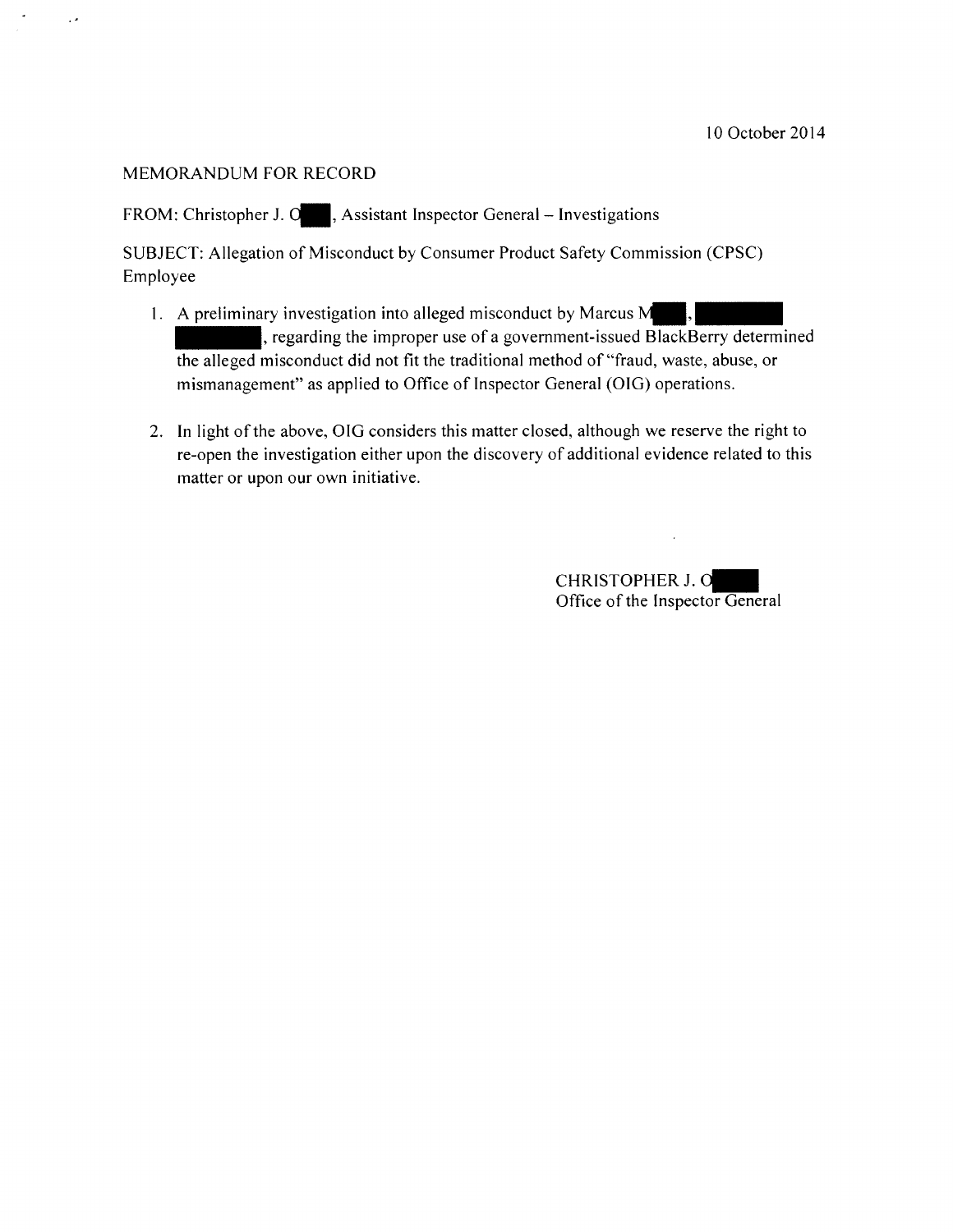10 October 2014

MEMORANDUM FOR RECORD

FROM: Christopher J. O█, Assistant Inspector General – Investigations

SUBJECT: Allegation of Misconduct by Consumer Product Safety Commission (CPSC) Employee

1. A preliminary investigation into alleged misconduct by Marcus M█, █ █, regarding the improper use of a government-issued BlackBerry determined the alleged misconduct did not fit the traditional method of "fraud, waste, abuse, or mismanagement" as applied to Office of Inspector General (OIG) operations.

2. In light of the above, OIG considers this matter closed, although we reserve the right to re-open the investigation either upon the discovery of additional evidence related to this matter or upon our own initiative.

CHRISTOPHER J. O█
Office of the Inspector General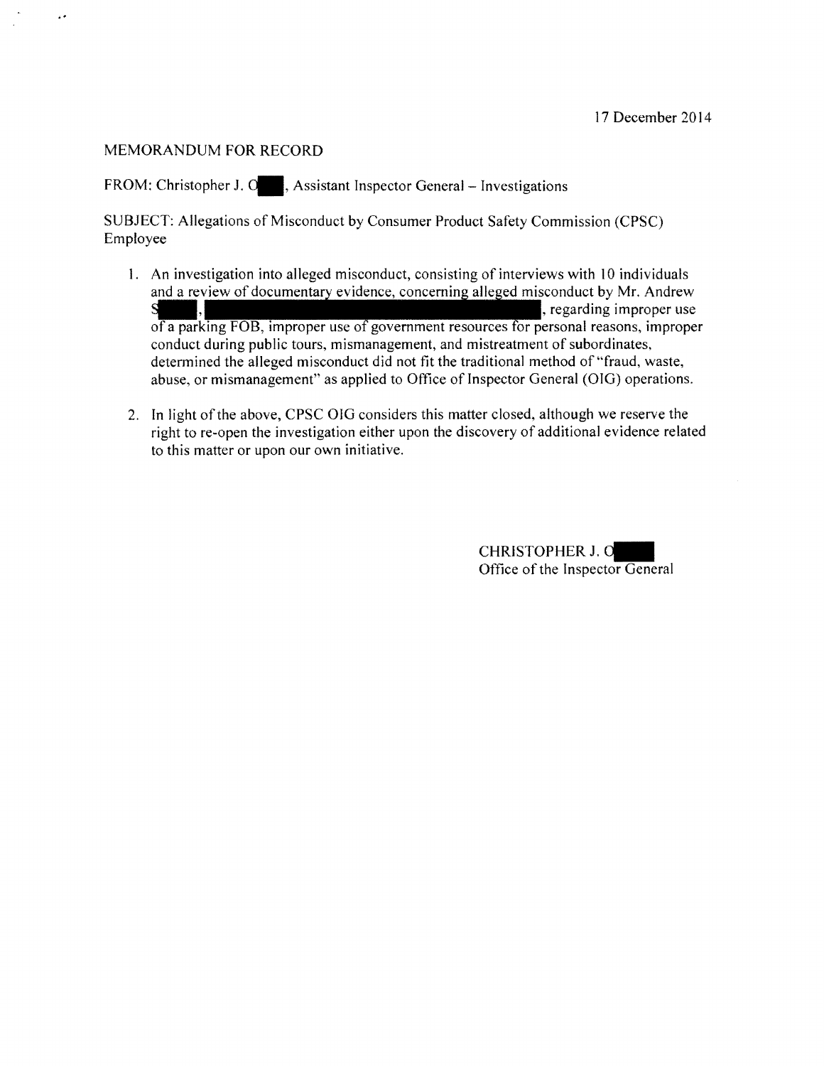17 December 2014

MEMORANDUM FOR RECORD

FROM: Christopher J. O█, Assistant Inspector General – Investigations

SUBJECT: Allegations of Misconduct by Consumer Product Safety Commission (CPSC) Employee

1. An investigation into alleged misconduct, consisting of interviews with 10 individuals and a review of documentary evidence, concerning alleged misconduct by Mr. Andrew S█, █, regarding improper use of a parking FOB, improper use of government resources for personal reasons, improper conduct during public tours, mismanagement, and mistreatment of subordinates, determined the alleged misconduct did not fit the traditional method of "fraud, waste, abuse, or mismanagement" as applied to Office of Inspector General (OIG) operations.

2. In light of the above, CPSC OIG considers this matter closed, although we reserve the right to re-open the investigation either upon the discovery of additional evidence related to this matter or upon our own initiative.

CHRISTOPHER J. O█
Office of the Inspector General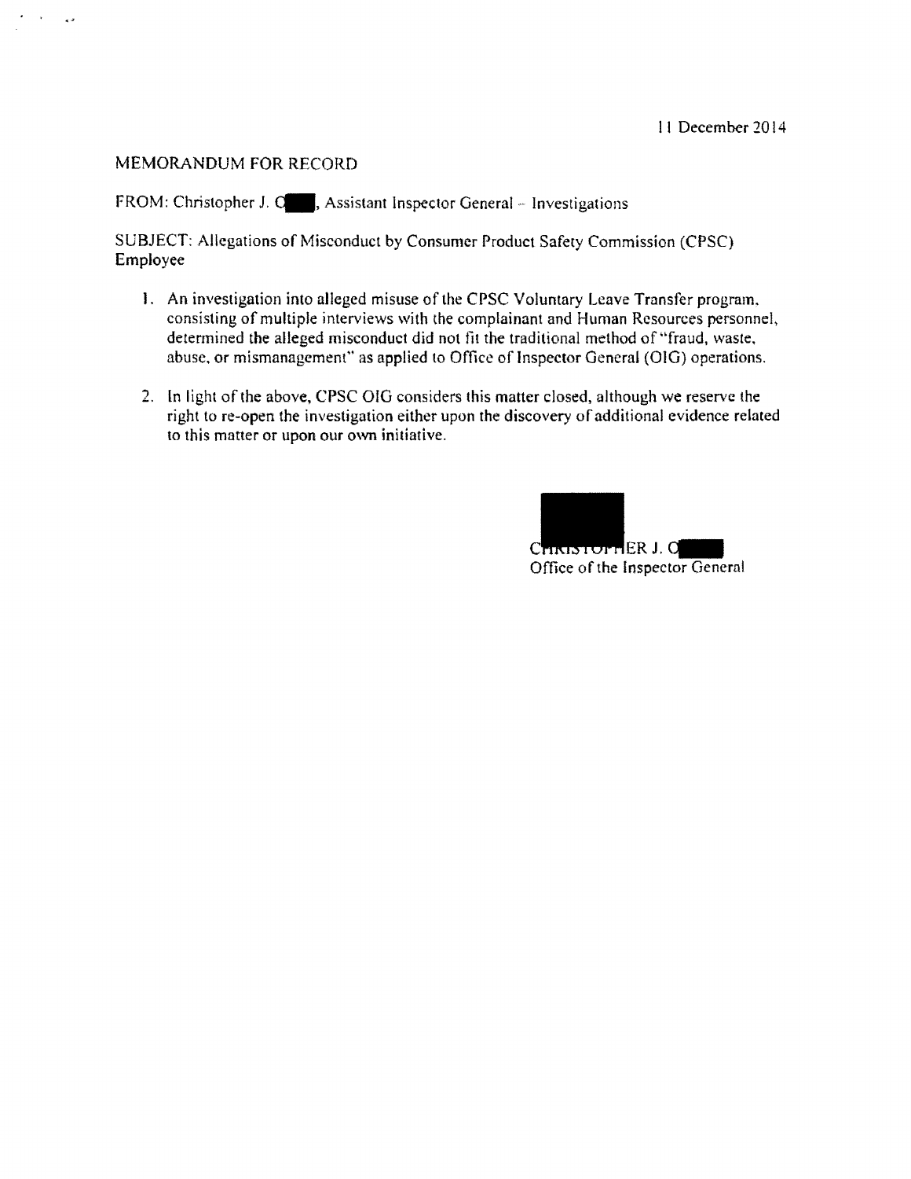11 December 2014

MEMORANDUM FOR RECORD

FROM: Christopher J. C█, Assistant Inspector General – Investigations

SUBJECT: Allegations of Misconduct by Consumer Product Safety Commission (CPSC) Employee

1. An investigation into alleged misuse of the CPSC Voluntary Leave Transfer program, consisting of multiple interviews with the complainant and Human Resources personnel, determined the alleged misconduct did not fit the traditional method of "fraud, waste, abuse, or mismanagement" as applied to Office of Inspector General (OIG) operations.

2. In light of the above, CPSC OIG considers this matter closed, although we reserve the right to re-open the investigation either upon the discovery of additional evidence related to this matter or upon our own initiative.

CHRISTOPHER J. C█
Office of the Inspector General